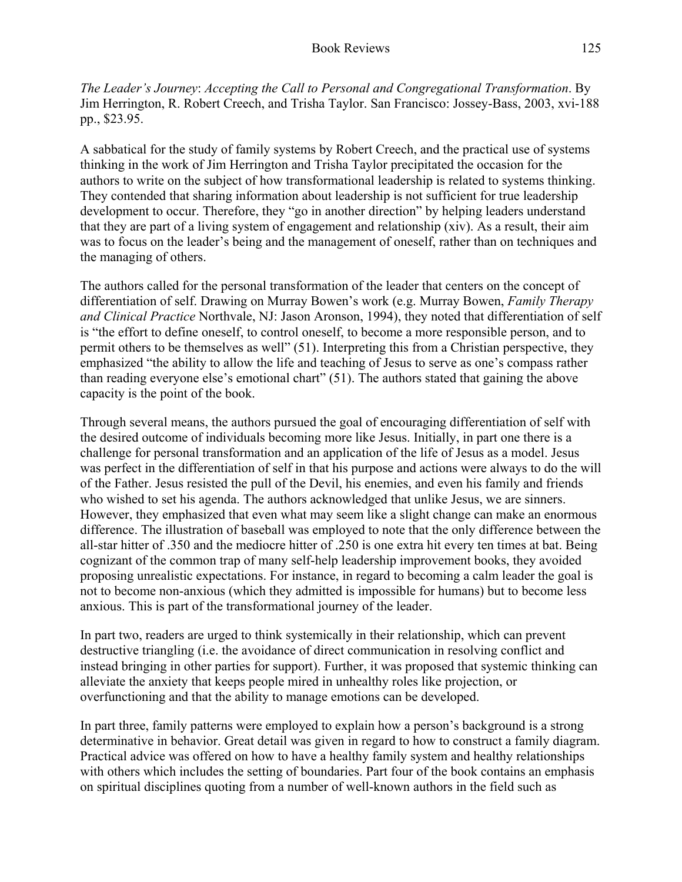*The Leader's Journey*: *Accepting the Call to Personal and Congregational Transformation*. By Jim Herrington, R. Robert Creech, and Trisha Taylor. San Francisco: Jossey-Bass, 2003, xvi-188 pp., $23.95.

A sabbatical for the study of family systems by Robert Creech, and the practical use of systems thinking in the work of Jim Herrington and Trisha Taylor precipitated the occasion for the authors to write on the subject of how transformational leadership is related to systems thinking. They contended that sharing information about leadership is not sufficient for true leadership development to occur. Therefore, they "go in another direction" by helping leaders understand that they are part of a living system of engagement and relationship (xiv). As a result, their aim was to focus on the leader's being and the management of oneself, rather than on techniques and the managing of others.

The authors called for the personal transformation of the leader that centers on the concept of differentiation of self. Drawing on Murray Bowen's work (e.g. Murray Bowen, *Family Therapy and Clinical Practice* Northvale, NJ: Jason Aronson, 1994), they noted that differentiation of self is "the effort to define oneself, to control oneself, to become a more responsible person, and to permit others to be themselves as well" (51). Interpreting this from a Christian perspective, they emphasized "the ability to allow the life and teaching of Jesus to serve as one's compass rather than reading everyone else's emotional chart" (51). The authors stated that gaining the above capacity is the point of the book.

Through several means, the authors pursued the goal of encouraging differentiation of self with the desired outcome of individuals becoming more like Jesus. Initially, in part one there is a challenge for personal transformation and an application of the life of Jesus as a model. Jesus was perfect in the differentiation of self in that his purpose and actions were always to do the will of the Father. Jesus resisted the pull of the Devil, his enemies, and even his family and friends who wished to set his agenda. The authors acknowledged that unlike Jesus, we are sinners. However, they emphasized that even what may seem like a slight change can make an enormous difference. The illustration of baseball was employed to note that the only difference between the all-star hitter of .350 and the mediocre hitter of .250 is one extra hit every ten times at bat. Being cognizant of the common trap of many self-help leadership improvement books, they avoided proposing unrealistic expectations. For instance, in regard to becoming a calm leader the goal is not to become non-anxious (which they admitted is impossible for humans) but to become less anxious. This is part of the transformational journey of the leader.

In part two, readers are urged to think systemically in their relationship, which can prevent destructive triangling (i.e. the avoidance of direct communication in resolving conflict and instead bringing in other parties for support). Further, it was proposed that systemic thinking can alleviate the anxiety that keeps people mired in unhealthy roles like projection, or overfunctioning and that the ability to manage emotions can be developed.

In part three, family patterns were employed to explain how a person's background is a strong determinative in behavior. Great detail was given in regard to how to construct a family diagram. Practical advice was offered on how to have a healthy family system and healthy relationships with others which includes the setting of boundaries. Part four of the book contains an emphasis on spiritual disciplines quoting from a number of well-known authors in the field such as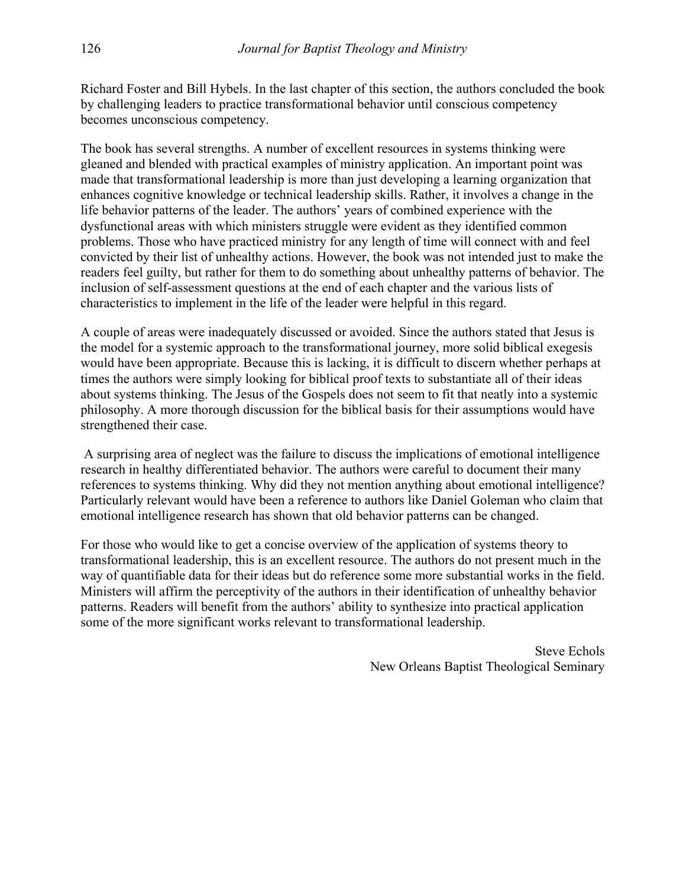Richard Foster and Bill Hybels. In the last chapter of this section, the authors concluded the book by challenging leaders to practice transformational behavior until conscious competency becomes unconscious competency.

The book has several strengths. A number of excellent resources in systems thinking were gleaned and blended with practical examples of ministry application. An important point was made that transformational leadership is more than just developing a learning organization that enhances cognitive knowledge or technical leadership skills. Rather, it involves a change in the life behavior patterns of the leader. The authors' years of combined experience with the dysfunctional areas with which ministers struggle were evident as they identified common problems. Those who have practiced ministry for any length of time will connect with and feel convicted by their list of unhealthy actions. However, the book was not intended just to make the readers feel guilty, but rather for them to do something about unhealthy patterns of behavior. The inclusion of self-assessment questions at the end of each chapter and the various lists of characteristics to implement in the life of the leader were helpful in this regard.

A couple of areas were inadequately discussed or avoided. Since the authors stated that Jesus is the model for a systemic approach to the transformational journey, more solid biblical exegesis would have been appropriate. Because this is lacking, it is difficult to discern whether perhaps at times the authors were simply looking for biblical proof texts to substantiate all of their ideas about systems thinking. The Jesus of the Gospels does not seem to fit that neatly into a systemic philosophy. A more thorough discussion for the biblical basis for their assumptions would have strengthened their case.

A surprising area of neglect was the failure to discuss the implications of emotional intelligence research in healthy differentiated behavior. The authors were careful to document their many references to systems thinking. Why did they not mention anything about emotional intelligence? Particularly relevant would have been a reference to authors like Daniel Goleman who claim that emotional intelligence research has shown that old behavior patterns can be changed.

For those who would like to get a concise overview of the application of systems theory to transformational leadership, this is an excellent resource. The authors do not present much in the way of quantifiable data for their ideas but do reference some more substantial works in the field. Ministers will affirm the perceptivity of the authors in their identification of unhealthy behavior patterns. Readers will benefit from the authors' ability to synthesize into practical application some of the more significant works relevant to transformational leadership.

Steve Echols  
New Orleans Baptist Theological Seminary